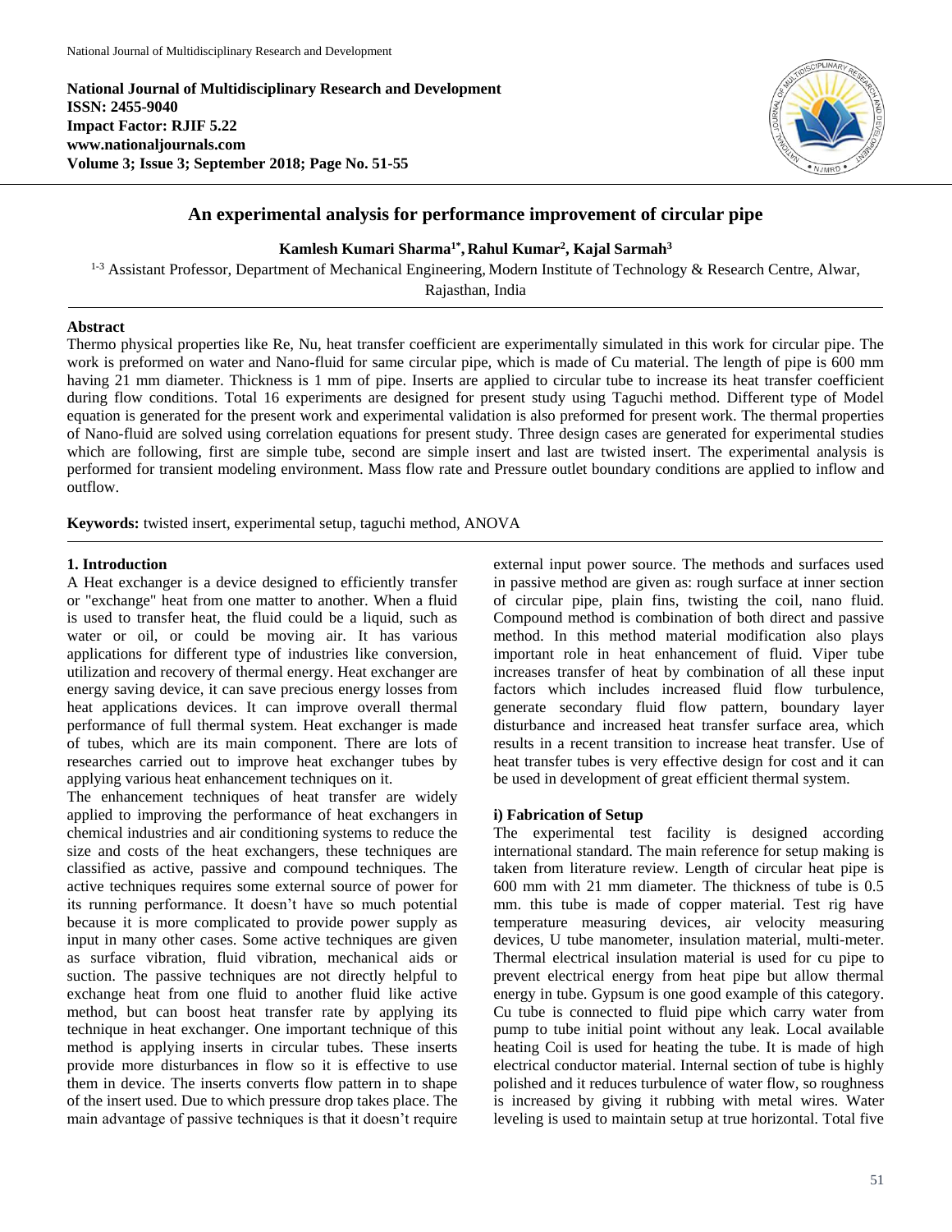**National Journal of Multidisciplinary Research and Development**
**ISSN: 2455-9040**
**Impact Factor: RJIF 5.22**
**www.nationaljournals.com**
**Volume 3; Issue 3; September 2018; Page No. 51-55**

# An experimental analysis for performance improvement of circular pipe

**Kamlesh Kumari Sharma[1*], Rahul Kumar[2], Kajal Sarmah[3]**

[1-3] Assistant Professor, Department of Mechanical Engineering, Modern Institute of Technology & Research Centre, Alwar, Rajasthan, India

## Abstract

Thermo physical properties like Re, Nu, heat transfer coefficient are experimentally simulated in this work for circular pipe. The work is preformed on water and Nano-fluid for same circular pipe, which is made of Cu material. The length of pipe is 600 mm having 21 mm diameter. Thickness is 1 mm of pipe. Inserts are applied to circular tube to increase its heat transfer coefficient during flow conditions. Total 16 experiments are designed for present study using Taguchi method. Different type of Model equation is generated for the present work and experimental validation is also preformed for present work. The thermal properties of Nano-fluid are solved using correlation equations for present study. Three design cases are generated for experimental studies which are following, first are simple tube, second are simple insert and last are twisted insert. The experimental analysis is performed for transient modeling environment. Mass flow rate and Pressure outlet boundary conditions are applied to inflow and outflow.

**Keywords:** twisted insert, experimental setup, taguchi method, ANOVA

## 1. Introduction

A Heat exchanger is a device designed to efficiently transfer or "exchange" heat from one matter to another. When a fluid is used to transfer heat, the fluid could be a liquid, such as water or oil, or could be moving air. It has various applications for different type of industries like conversion, utilization and recovery of thermal energy. Heat exchanger are energy saving device, it can save precious energy losses from heat applications devices. It can improve overall thermal performance of full thermal system. Heat exchanger is made of tubes, which are its main component. There are lots of researches carried out to improve heat exchanger tubes by applying various heat enhancement techniques on it.

The enhancement techniques of heat transfer are widely applied to improving the performance of heat exchangers in chemical industries and air conditioning systems to reduce the size and costs of the heat exchangers, these techniques are classified as active, passive and compound techniques. The active techniques requires some external source of power for its running performance. It doesn't have so much potential because it is more complicated to provide power supply as input in many other cases. Some active techniques are given as surface vibration, fluid vibration, mechanical aids or suction. The passive techniques are not directly helpful to exchange heat from one fluid to another fluid like active method, but can boost heat transfer rate by applying its technique in heat exchanger. One important technique of this method is applying inserts in circular tubes. These inserts provide more disturbances in flow so it is effective to use them in device. The inserts converts flow pattern in to shape of the insert used. Due to which pressure drop takes place. The main advantage of passive techniques is that it doesn't require external input power source. The methods and surfaces used in passive method are given as: rough surface at inner section of circular pipe, plain fins, twisting the coil, nano fluid. Compound method is combination of both direct and passive method. In this method material modification also plays important role in heat enhancement of fluid. Viper tube increases transfer of heat by combination of all these input factors which includes increased fluid flow turbulence, generate secondary fluid flow pattern, boundary layer disturbance and increased heat transfer surface area, which results in a recent transition to increase heat transfer. Use of heat transfer tubes is very effective design for cost and it can be used in development of great efficient thermal system.

### i) Fabrication of Setup

The experimental test facility is designed according international standard. The main reference for setup making is taken from literature review. Length of circular heat pipe is 600 mm with 21 mm diameter. The thickness of tube is 0.5 mm. this tube is made of copper material. Test rig have temperature measuring devices, air velocity measuring devices, U tube manometer, insulation material, multi-meter. Thermal electrical insulation material is used for cu pipe to prevent electrical energy from heat pipe but allow thermal energy in tube. Gypsum is one good example of this category. Cu tube is connected to fluid pipe which carry water from pump to tube initial point without any leak. Local available heating Coil is used for heating the tube. It is made of high electrical conductor material. Internal section of tube is highly polished and it reduces turbulence of water flow, so roughness is increased by giving it rubbing with metal wires. Water leveling is used to maintain setup at true horizontal. Total five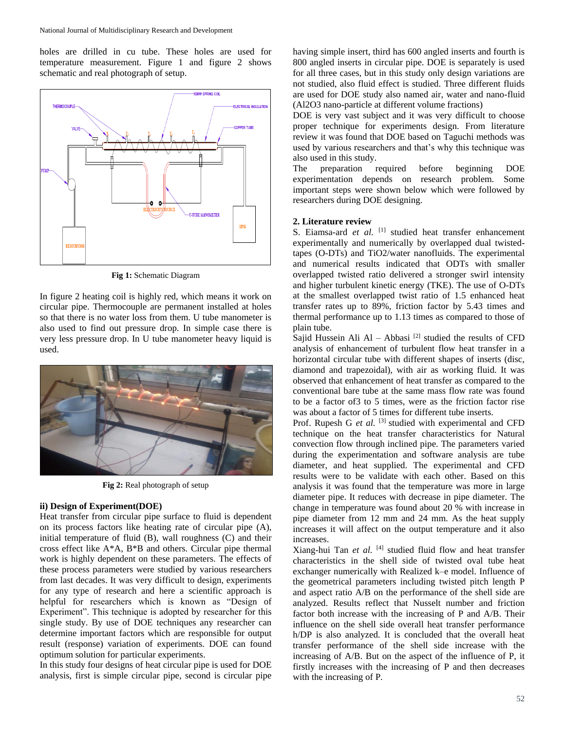holes are drilled in cu tube. These holes are used for temperature measurement. Figure 1 and figure 2 shows schematic and real photograph of setup.

**Fig 1:** Schematic Diagram

In figure 2 heating coil is highly red, which means it work on circular pipe. Thermocouple are permanent installed at holes so that there is no water loss from them. U tube manometer is also used to find out pressure drop. In simple case there is very less pressure drop. In U tube manometer heavy liquid is used.

**Fig 2:** Real photograph of setup

### ii) Design of Experiment(DOE)

Heat transfer from circular pipe surface to fluid is dependent on its process factors like heating rate of circular pipe (A), initial temperature of fluid (B), wall roughness (C) and their cross effect like A*A, B*B and others. Circular pipe thermal work is highly dependent on these parameters. The effects of these process parameters were studied by various researchers from last decades. It was very difficult to design, experiments for any type of research and here a scientific approach is helpful for researchers which is known as "Design of Experiment". This technique is adopted by researcher for this single study. By use of DOE techniques any researcher can determine important factors which are responsible for output result (response) variation of experiments. DOE can found optimum solution for particular experiments.

In this study four designs of heat circular pipe is used for DOE analysis, first is simple circular pipe, second is circular pipe having simple insert, third has 600 angled inserts and fourth is 800 angled inserts in circular pipe. DOE is separately is used for all three cases, but in this study only design variations are not studied, also fluid effect is studied. Three different fluids are used for DOE study also named air, water and nano-fluid ($Al_2O_3$ nano-particle at different volume fractions)

DOE is very vast subject and it was very difficult to choose proper technique for experiments design. From literature review it was found that DOE based on Taguchi methods was used by various researchers and that's why this technique was also used in this study.

The preparation required before beginning DOE experimentation depends on research problem. Some important steps were shown below which were followed by researchers during DOE designing.

## 2. Literature review

S. Eiamsa-ard *et al.* [1] studied heat transfer enhancement experimentally and numerically by overlapped dual twisted-tapes (O-DTs) and $TiO_2$/water nanofluids. The experimental and numerical results indicated that ODTs with smaller overlapped twisted ratio delivered a stronger swirl intensity and higher turbulent kinetic energy (TKE). The use of O-DTs at the smallest overlapped twist ratio of 1.5 enhanced heat transfer rates up to 89%, friction factor by 5.43 times and thermal performance up to 1.13 times as compared to those of plain tube.

Sajid Hussein Ali Al – Abbasi [2] studied the results of CFD analysis of enhancement of turbulent flow heat transfer in a horizontal circular tube with different shapes of inserts (disc, diamond and trapezoidal), with air as working fluid. It was observed that enhancement of heat transfer as compared to the conventional bare tube at the same mass flow rate was found to be a factor of3 to 5 times, were as the friction factor rise was about a factor of 5 times for different tube inserts.

Prof. Rupesh G *et al.* [3] studied with experimental and CFD technique on the heat transfer characteristics for Natural convection flow through inclined pipe. The parameters varied during the experimentation and software analysis are tube diameter, and heat supplied. The experimental and CFD results were to be validate with each other. Based on this analysis it was found that the temperature was more in large diameter pipe. It reduces with decrease in pipe diameter. The change in temperature was found about 20 % with increase in pipe diameter from 12 mm and 24 mm. As the heat supply increases it will affect on the output temperature and it also increases.

Xiang-hui Tan *et al.* [4] studied fluid flow and heat transfer characteristics in the shell side of twisted oval tube heat exchanger numerically with Realized k–e model. Influence of the geometrical parameters including twisted pitch length P and aspect ratio A/B on the performance of the shell side are analyzed. Results reflect that Nusselt number and friction factor both increase with the increasing of P and A/B. Their influence on the shell side overall heat transfer performance h/DP is also analyzed. It is concluded that the overall heat transfer performance of the shell side increase with the increasing of A/B. But on the aspect of the influence of P, it firstly increases with the increasing of P and then decreases with the increasing of P.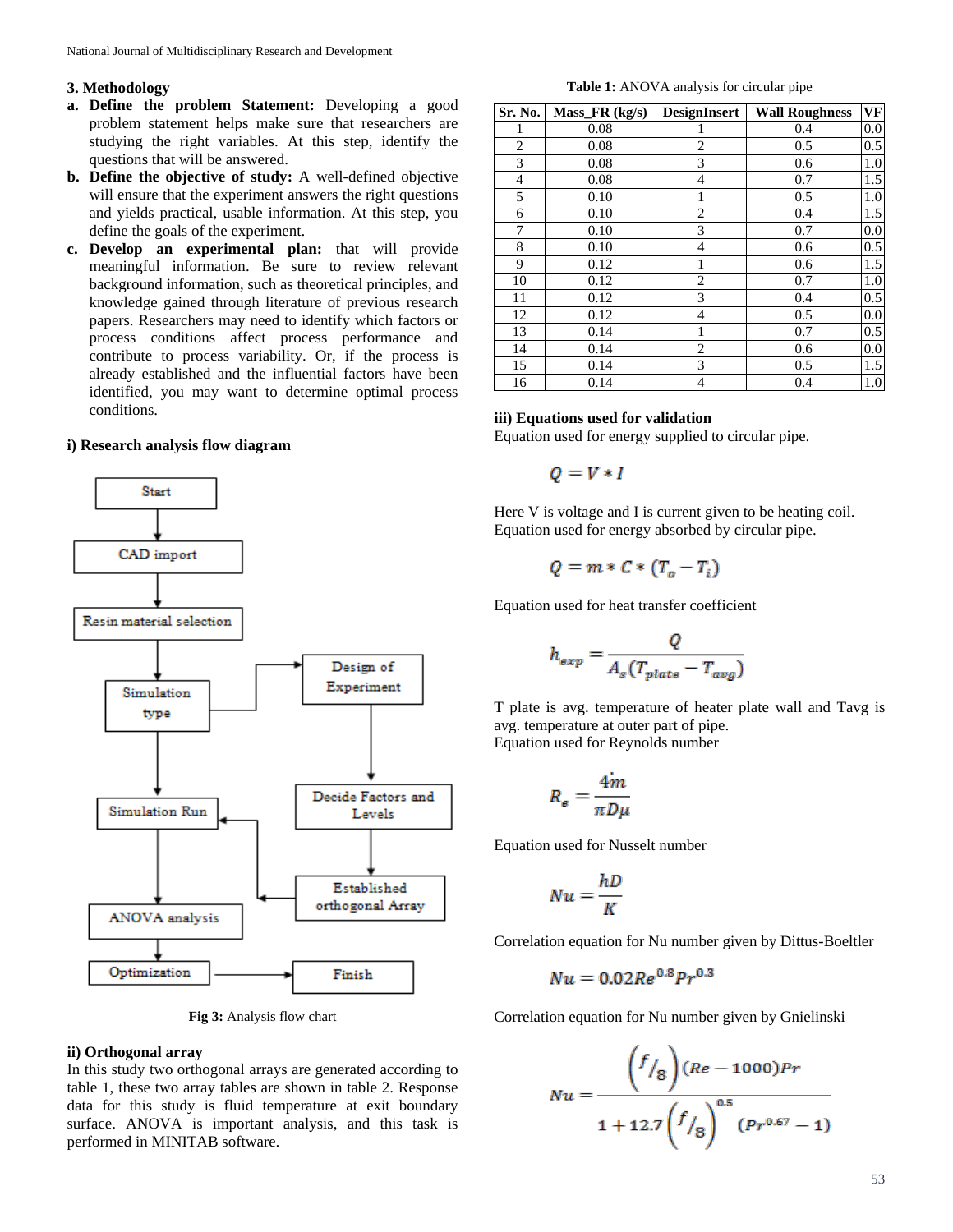### 3. Methodology

a. **Define the problem Statement:** Developing a good problem statement helps make sure that researchers are studying the right variables. At this step, identify the questions that will be answered.

b. **Define the objective of study:** A well-defined objective will ensure that the experiment answers the right questions and yields practical, usable information. At this step, you define the goals of the experiment.

c. **Develop an experimental plan:** that will provide meaningful information. Be sure to review relevant background information, such as theoretical principles, and knowledge gained through literature of previous research papers. Researchers may need to identify which factors or process conditions affect process performance and contribute to process variability. Or, if the process is already established and the influential factors have been identified, you may want to determine optimal process conditions.

#### i) Research analysis flow diagram

**Fig 3:** Analysis flow chart

#### ii) Orthogonal array

In this study two orthogonal arrays are generated according to table 1, these two array tables are shown in table 2. Response data for this study is fluid temperature at exit boundary surface. ANOVA is important analysis, and this task is performed in MINITAB software.

**Table 1:** ANOVA analysis for circular pipe

| Sr. No. | Mass_FR (kg/s) | DesignInsert | Wall Roughness | VF |
|---|---|---|---|---|
| 1 | 0.08 | 1 | 0.4 | 0.0 |
| 2 | 0.08 | 2 | 0.5 | 0.5 |
| 3 | 0.08 | 3 | 0.6 | 1.0 |
| 4 | 0.08 | 4 | 0.7 | 1.5 |
| 5 | 0.10 | 1 | 0.5 | 1.0 |
| 6 | 0.10 | 2 | 0.4 | 1.5 |
| 7 | 0.10 | 3 | 0.7 | 0.0 |
| 8 | 0.10 | 4 | 0.6 | 0.5 |
| 9 | 0.12 | 1 | 0.6 | 1.5 |
| 10 | 0.12 | 2 | 0.7 | 1.0 |
| 11 | 0.12 | 3 | 0.4 | 0.5 |
| 12 | 0.12 | 4 | 0.5 | 0.0 |
| 13 | 0.14 | 1 | 0.7 | 0.5 |
| 14 | 0.14 | 2 | 0.6 | 0.0 |
| 15 | 0.14 | 3 | 0.5 | 1.5 |
| 16 | 0.14 | 4 | 0.4 | 1.0 |

#### iii) Equations used for validation

Equation used for energy supplied to circular pipe.

$$Q = V * I$$

Here V is voltage and I is current given to be heating coil.

Equation used for energy absorbed by circular pipe.

$$Q = m * C * (T_o - T_i)$$

Equation used for heat transfer coefficient

$$h_{exp} = \frac{Q}{A_s(T_{plate} - T_{avg})}$$

T plate is avg. temperature of heater plate wall and Tavg is avg. temperature at outer part of pipe.

Equation used for Reynolds number

$$R_e = \frac{4\dot{m}}{\pi D \mu}$$

Equation used for Nusselt number

$$Nu = \frac{hD}{K}$$

Correlation equation for Nu number given by Dittus-Boeltler

$$Nu = 0.02 Re^{0.8} Pr^{0.3}$$

Correlation equation for Nu number given by Gnielinski

$$Nu = \frac{\left(\frac{f}{8}\right)(Re - 1000)Pr}{1 + 12.7\left(\frac{f}{8}\right)^{0.5}(Pr^{0.67} - 1)}$$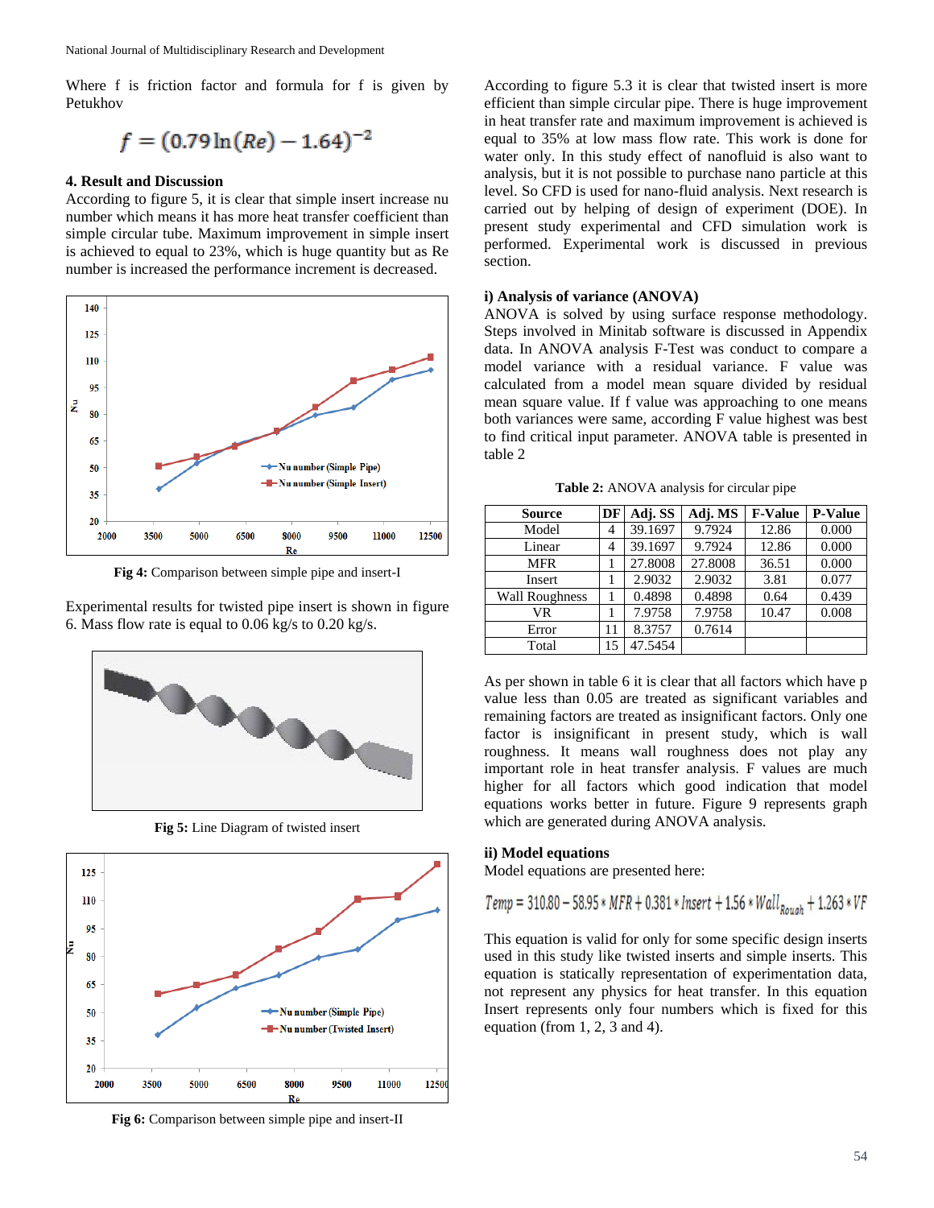Where f is friction factor and formula for f is given by Petukhov

$$f = (0.79\ln(Re) - 1.64)^{-2}$$

### 4. Result and Discussion

According to figure 5, it is clear that simple insert increase nu number which means it has more heat transfer coefficient than simple circular tube. Maximum improvement in simple insert is achieved to equal to 23%, which is huge quantity but as Re number is increased the performance increment is decreased.

**Fig 4:** Comparison between simple pipe and insert-I

Experimental results for twisted pipe insert is shown in figure 6. Mass flow rate is equal to 0.06 kg/s to 0.20 kg/s.

**Fig 5:** Line Diagram of twisted insert

**Fig 6:** Comparison between simple pipe and insert-II

According to figure 5.3 it is clear that twisted insert is more efficient than simple circular pipe. There is huge improvement in heat transfer rate and maximum improvement is achieved is equal to 35% at low mass flow rate. This work is done for water only. In this study effect of nanofluid is also want to analysis, but it is not possible to purchase nano particle at this level. So CFD is used for nano-fluid analysis. Next research is carried out by helping of design of experiment (DOE). In present study experimental and CFD simulation work is performed. Experimental work is discussed in previous section.

#### i) Analysis of variance (ANOVA)

ANOVA is solved by using surface response methodology. Steps involved in Minitab software is discussed in Appendix data. In ANOVA analysis F-Test was conduct to compare a model variance with a residual variance. F value was calculated from a model mean square divided by residual mean square value. If f value was approaching to one means both variances were same, according F value highest was best to find critical input parameter. ANOVA table is presented in table 2

**Table 2:** ANOVA analysis for circular pipe

| Source | DF | Adj. SS | Adj. MS | F-Value | P-Value |
|---|---|---|---|---|---|
| Model | 4 | 39.1697 | 9.7924 | 12.86 | 0.000 |
| Linear | 4 | 39.1697 | 9.7924 | 12.86 | 0.000 |
| MFR | 1 | 27.8008 | 27.8008 | 36.51 | 0.000 |
| Insert | 1 | 2.9032 | 2.9032 | 3.81 | 0.077 |
| Wall Roughness | 1 | 0.4898 | 0.4898 | 0.64 | 0.439 |
| VR | 1 | 7.9758 | 7.9758 | 10.47 | 0.008 |
| Error | 11 | 8.3757 | 0.7614 | | |
| Total | 15 | 47.5454 | | | |

As per shown in table 6 it is clear that all factors which have p value less than 0.05 are treated as significant variables and remaining factors are treated as insignificant factors. Only one factor is insignificant in present study, which is wall roughness. It means wall roughness does not play any important role in heat transfer analysis. F values are much higher for all factors which good indication that model equations works better in future. Figure 9 represents graph which are generated during ANOVA analysis.

#### ii) Model equations

Model equations are presented here:

$$Temp = 310.80 - 58.95 * MFR + 0.381 * Insert + 1.56 * Wall_{Rough} + 1.263 * VF$$

This equation is valid for only for some specific design inserts used in this study like twisted inserts and simple inserts. This equation is statically representation of experimentation data, not represent any physics for heat transfer. In this equation Insert represents only four numbers which is fixed for this equation (from 1, 2, 3 and 4).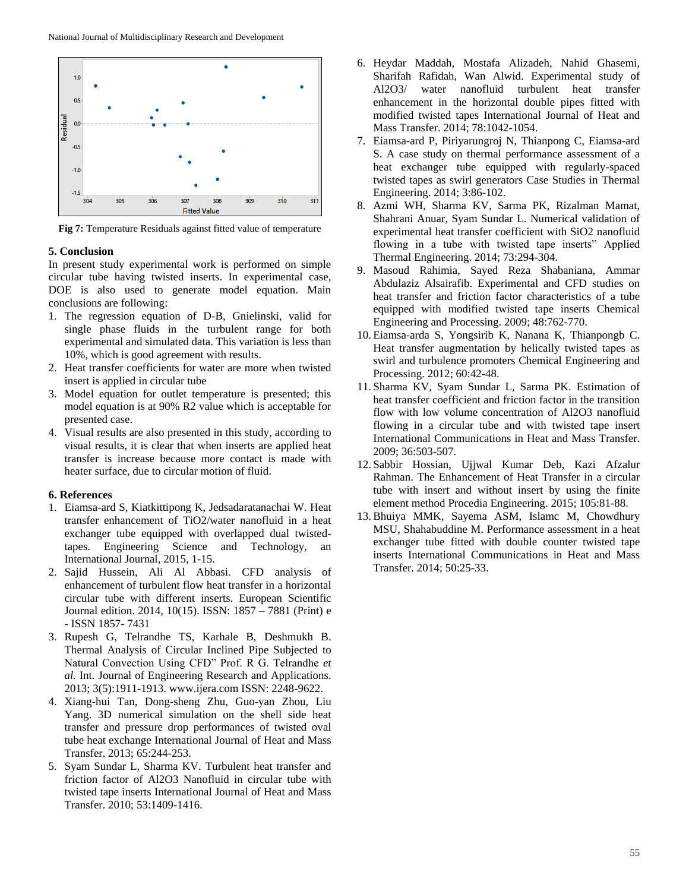Residual

1.0

0.5

0.0

-0.5

-1.0

-1.5

304 305 306 307 308 309 310 311

Fitted Value

**Fig 7:** Temperature Residuals against fitted value of temperature

### 5. Conclusion

In present study experimental work is performed on simple circular tube having twisted inserts. In experimental case, DOE is also used to generate model equation. Main conclusions are following:

1. The regression equation of D-B, Gnielinski, valid for single phase fluids in the turbulent range for both experimental and simulated data. This variation is less than 10%, which is good agreement with results.
2. Heat transfer coefficients for water are more when twisted insert is applied in circular tube
3. Model equation for outlet temperature is presented; this model equation is at 90% R2 value which is acceptable for presented case.
4. Visual results are also presented in this study, according to visual results, it is clear that when inserts are applied heat transfer is increase because more contact is made with heater surface, due to circular motion of fluid.

### 6. References

1. Eiamsa-ard S, Kiatkittipong K, Jedsadaratanachai W. Heat transfer enhancement of TiO2/water nanofluid in a heat exchanger tube equipped with overlapped dual twisted-tapes. Engineering Science and Technology, an International Journal, 2015, 1-15.
2. Sajid Hussein, Ali Al Abbasi. CFD analysis of enhancement of turbulent flow heat transfer in a horizontal circular tube with different inserts. European Scientific Journal edition. 2014, 10(15). ISSN: 1857 – 7881 (Print) e - ISSN 1857- 7431
3. Rupesh G, Telrandhe TS, Karhale B, Deshmukh B. Thermal Analysis of Circular Inclined Pipe Subjected to Natural Convection Using CFD" Prof. R G. Telrandhe *et al.* Int. Journal of Engineering Research and Applications. 2013; 3(5):1911-1913. www.ijera.com ISSN: 2248-9622.
4. Xiang-hui Tan, Dong-sheng Zhu, Guo-yan Zhou, Liu Yang. 3D numerical simulation on the shell side heat transfer and pressure drop performances of twisted oval tube heat exchange International Journal of Heat and Mass Transfer. 2013; 65:244-253.
5. Syam Sundar L, Sharma KV. Turbulent heat transfer and friction factor of Al2O3 Nanofluid in circular tube with twisted tape inserts International Journal of Heat and Mass Transfer. 2010; 53:1409-1416.
6. Heydar Maddah, Mostafa Alizadeh, Nahid Ghasemi, Sharifah Rafidah, Wan Alwid. Experimental study of Al2O3/ water nanofluid turbulent heat transfer enhancement in the horizontal double pipes fitted with modified twisted tapes International Journal of Heat and Mass Transfer. 2014; 78:1042-1054.
7. Eiamsa-ard P, Piriyarungroj N, Thianpong C, Eiamsa-ard S. A case study on thermal performance assessment of a heat exchanger tube equipped with regularly-spaced twisted tapes as swirl generators Case Studies in Thermal Engineering. 2014; 3:86-102.
8. Azmi WH, Sharma KV, Sarma PK, Rizalman Mamat, Shahrani Anuar, Syam Sundar L. Numerical validation of experimental heat transfer coefficient with SiO2 nanofluid flowing in a tube with twisted tape inserts" Applied Thermal Engineering. 2014; 73:294-304.
9. Masoud Rahimia, Sayed Reza Shabaniana, Ammar Abdulaziz Alsairafib. Experimental and CFD studies on heat transfer and friction factor characteristics of a tube equipped with modified twisted tape inserts Chemical Engineering and Processing. 2009; 48:762-770.
10. Eiamsa-arda S, Yongsirib K, Nanana K, Thianpongb C. Heat transfer augmentation by helically twisted tapes as swirl and turbulence promoters Chemical Engineering and Processing. 2012; 60:42-48.
11. Sharma KV, Syam Sundar L, Sarma PK. Estimation of heat transfer coefficient and friction factor in the transition flow with low volume concentration of Al2O3 nanofluid flowing in a circular tube and with twisted tape insert International Communications in Heat and Mass Transfer. 2009; 36:503-507.
12. Sabbir Hossian, Ujjwal Kumar Deb, Kazi Afzalur Rahman. The Enhancement of Heat Transfer in a circular tube with insert and without insert by using the finite element method Procedia Engineering. 2015; 105:81-88.
13. Bhuiya MMK, Sayema ASM, Islamc M, Chowdhury MSU, Shahabuddine M. Performance assessment in a heat exchanger tube fitted with double counter twisted tape inserts International Communications in Heat and Mass Transfer. 2014; 50:25-33.